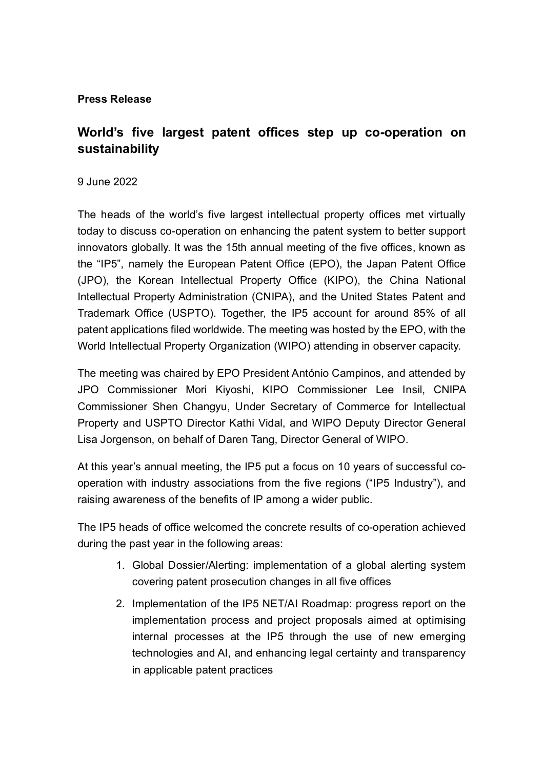**Press Release**

# World's five largest patent offices step up co-operation on sustainability

9 June 2022

The heads of the world's five largest intellectual property offices met virtually today to discuss co-operation on enhancing the patent system to better support innovators globally. It was the 15th annual meeting of the five offices, known as the "IP5", namely the European Patent Office (EPO), the Japan Patent Office (JPO), the Korean Intellectual Property Office (KIPO), the China National Intellectual Property Administration (CNIPA), and the United States Patent and Trademark Office (USPTO). Together, the IP5 account for around 85% of all patent applications filed worldwide. The meeting was hosted by the EPO, with the World Intellectual Property Organization (WIPO) attending in observer capacity.

The meeting was chaired by EPO President António Campinos, and attended by JPO Commissioner Mori Kiyoshi, KIPO Commissioner Lee Insil, CNIPA Commissioner Shen Changyu, Under Secretary of Commerce for Intellectual Property and USPTO Director Kathi Vidal, and WIPO Deputy Director General Lisa Jorgenson, on behalf of Daren Tang, Director General of WIPO.

At this year's annual meeting, the IP5 put a focus on 10 years of successful co-operation with industry associations from the five regions ("IP5 Industry"), and raising awareness of the benefits of IP among a wider public.

The IP5 heads of office welcomed the concrete results of co-operation achieved during the past year in the following areas:

1. Global Dossier/Alerting: implementation of a global alerting system covering patent prosecution changes in all five offices
2. Implementation of the IP5 NET/AI Roadmap: progress report on the implementation process and project proposals aimed at optimising internal processes at the IP5 through the use of new emerging technologies and AI, and enhancing legal certainty and transparency in applicable patent practices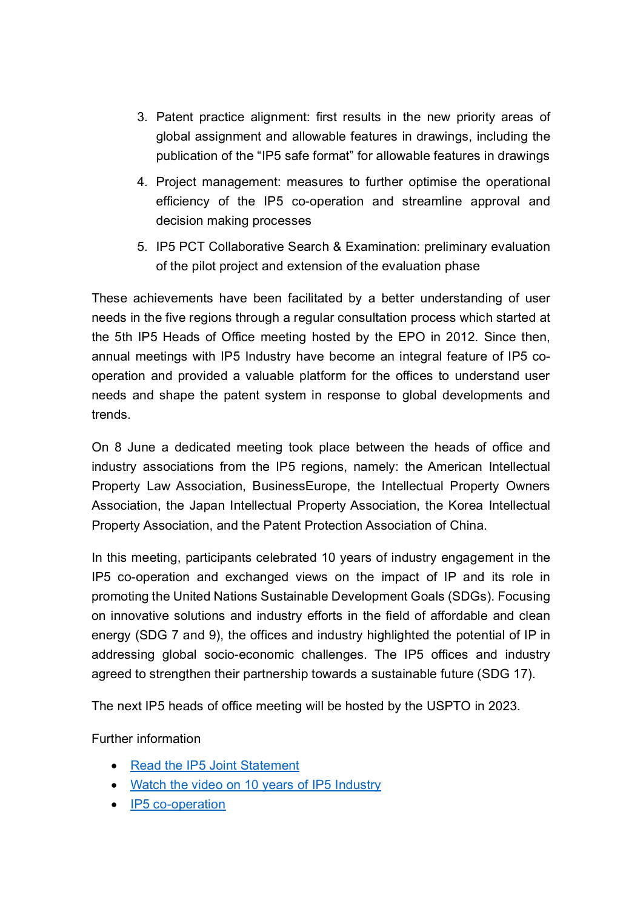3. Patent practice alignment: first results in the new priority areas of global assignment and allowable features in drawings, including the publication of the "IP5 safe format" for allowable features in drawings
4. Project management: measures to further optimise the operational efficiency of the IP5 co-operation and streamline approval and decision making processes
5. IP5 PCT Collaborative Search & Examination: preliminary evaluation of the pilot project and extension of the evaluation phase

These achievements have been facilitated by a better understanding of user needs in the five regions through a regular consultation process which started at the 5th IP5 Heads of Office meeting hosted by the EPO in 2012. Since then, annual meetings with IP5 Industry have become an integral feature of IP5 co-operation and provided a valuable platform for the offices to understand user needs and shape the patent system in response to global developments and trends.

On 8 June a dedicated meeting took place between the heads of office and industry associations from the IP5 regions, namely: the American Intellectual Property Law Association, BusinessEurope, the Intellectual Property Owners Association, the Japan Intellectual Property Association, the Korea Intellectual Property Association, and the Patent Protection Association of China.

In this meeting, participants celebrated 10 years of industry engagement in the IP5 co-operation and exchanged views on the impact of IP and its role in promoting the United Nations Sustainable Development Goals (SDGs). Focusing on innovative solutions and industry efforts in the field of affordable and clean energy (SDG 7 and 9), the offices and industry highlighted the potential of IP in addressing global socio-economic challenges. The IP5 offices and industry agreed to strengthen their partnership towards a sustainable future (SDG 17).

The next IP5 heads of office meeting will be hosted by the USPTO in 2023.

Further information

- Read the IP5 Joint Statement
- Watch the video on 10 years of IP5 Industry
- IP5 co-operation